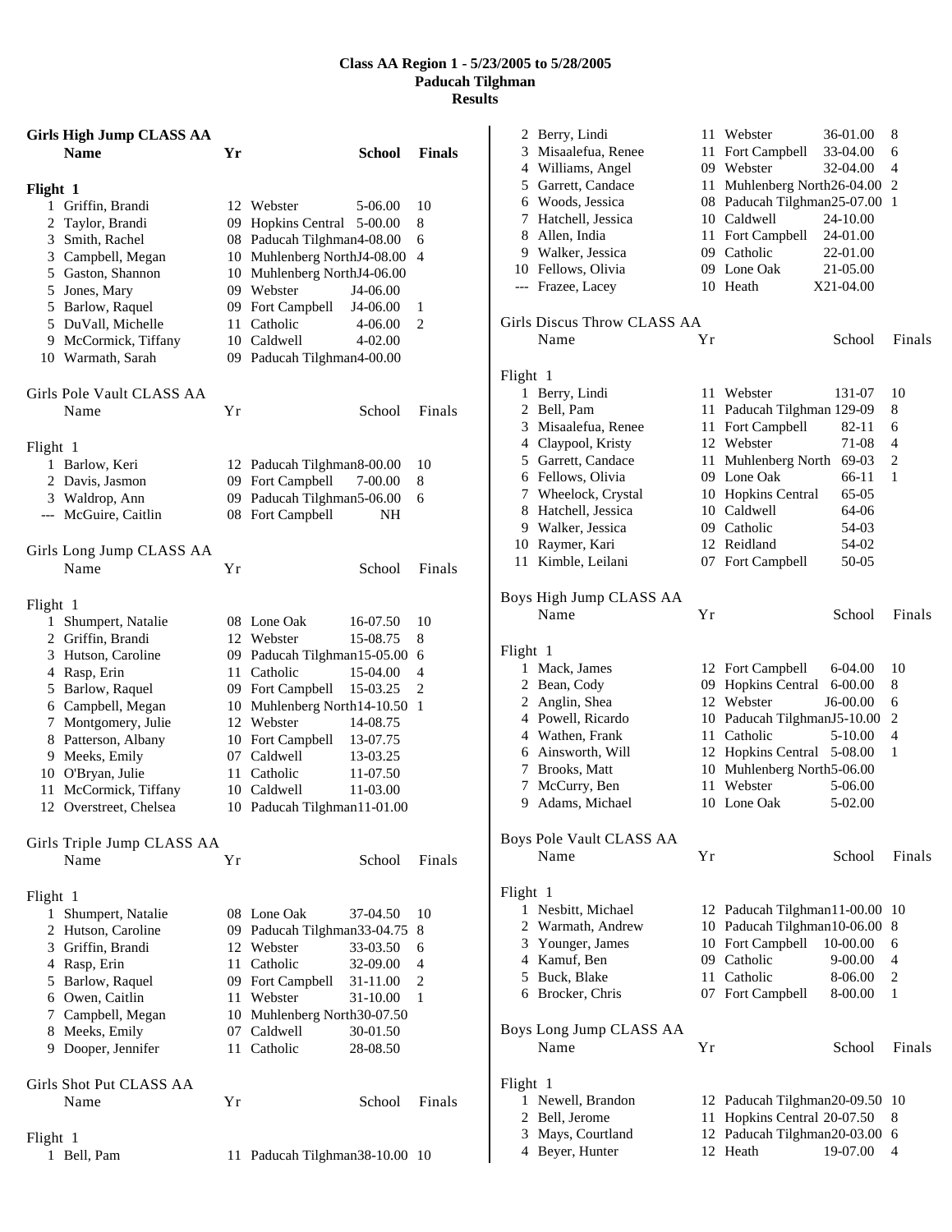# Class AA Region 1 - 5/23/2005 to 5/28/2005
## Paducah Tilghman
## Results

### Girls High Jump CLASS AA

| | Name | Yr | School | Finals | |
|---|---|---|---|---|---|
| **Flight 1** | | | | | |
| 1 | Griffin, Brandi | 12 | Webster | 5-06.00 | 10 |
| 2 | Taylor, Brandi | 09 | Hopkins Central | 5-00.00 | 8 |
| 3 | Smith, Rachel | 08 | Paducah Tilghman | 4-08.00 | 6 |
| 3 | Campbell, Megan | 10 | Muhlenberg North | J4-08.00 | 4 |
| 5 | Gaston, Shannon | 10 | Muhlenberg North | J4-06.00 | |
| 5 | Jones, Mary | 09 | Webster | J4-06.00 | |
| 5 | Barlow, Raquel | 09 | Fort Campbell | J4-06.00 | 1 |
| 5 | DuVall, Michelle | 11 | Catholic | 4-06.00 | 2 |
| 9 | McCormick, Tiffany | 10 | Caldwell | 4-02.00 | |
| 10 | Warmath, Sarah | 09 | Paducah Tilghman | 4-00.00 | |

### Girls Pole Vault CLASS AA

| | Name | Yr | School | Finals | |
|---|---|---|---|---|---|
| **Flight 1** | | | | | |
| 1 | Barlow, Keri | 12 | Paducah Tilghman | 8-00.00 | 10 |
| 2 | Davis, Jasmon | 09 | Fort Campbell | 7-00.00 | 8 |
| 3 | Waldrop, Ann | 09 | Paducah Tilghman | 5-06.00 | 6 |
| --- | McGuire, Caitlin | 08 | Fort Campbell | NH | |

### Girls Long Jump CLASS AA

| | Name | Yr | School | Finals | |
|---|---|---|---|---|---|
| **Flight 1** | | | | | |
| 1 | Shumpert, Natalie | 08 | Lone Oak | 16-07.50 | 10 |
| 2 | Griffin, Brandi | 12 | Webster | 15-08.75 | 8 |
| 3 | Hutson, Caroline | 09 | Paducah Tilghman | 15-05.00 | 6 |
| 4 | Rasp, Erin | 11 | Catholic | 15-04.00 | 4 |
| 5 | Barlow, Raquel | 09 | Fort Campbell | 15-03.25 | 2 |
| 6 | Campbell, Megan | 10 | Muhlenberg North | 14-10.50 | 1 |
| 7 | Montgomery, Julie | 12 | Webster | 14-08.75 | |
| 8 | Patterson, Albany | 10 | Fort Campbell | 13-07.75 | |
| 9 | Meeks, Emily | 07 | Caldwell | 13-03.25 | |
| 10 | O'Bryan, Julie | 11 | Catholic | 11-07.50 | |
| 11 | McCormick, Tiffany | 10 | Caldwell | 11-03.00 | |
| 12 | Overstreet, Chelsea | 10 | Paducah Tilghman | 11-01.00 | |

### Girls Triple Jump CLASS AA

| | Name | Yr | School | Finals | |
|---|---|---|---|---|---|
| **Flight 1** | | | | | |
| 1 | Shumpert, Natalie | 08 | Lone Oak | 37-04.50 | 10 |
| 2 | Hutson, Caroline | 09 | Paducah Tilghman | 33-04.75 | 8 |
| 3 | Griffin, Brandi | 12 | Webster | 33-03.50 | 6 |
| 4 | Rasp, Erin | 11 | Catholic | 32-09.00 | 4 |
| 5 | Barlow, Raquel | 09 | Fort Campbell | 31-11.00 | 2 |
| 6 | Owen, Caitlin | 11 | Webster | 31-10.00 | 1 |
| 7 | Campbell, Megan | 10 | Muhlenberg North | 30-07.50 | |
| 8 | Meeks, Emily | 07 | Caldwell | 30-01.50 | |
| 9 | Dooper, Jennifer | 11 | Catholic | 28-08.50 | |

### Girls Shot Put CLASS AA

| | Name | Yr | School | Finals | |
|---|---|---|---|---|---|
| **Flight 1** | | | | | |
| 1 | Bell, Pam | 11 | Paducah Tilghman | 38-10.00 | 10 |
| 2 | Berry, Lindi | 11 | Webster | 36-01.00 | 8 |
| 3 | Misaalefua, Renee | 11 | Fort Campbell | 33-04.00 | 6 |
| 4 | Williams, Angel | 09 | Webster | 32-04.00 | 4 |
| 5 | Garrett, Candace | 11 | Muhlenberg North | 26-04.00 | 2 |
| 6 | Woods, Jessica | 08 | Paducah Tilghman | 25-07.00 | 1 |
| 7 | Hatchell, Jessica | 10 | Caldwell | 24-10.00 | |
| 8 | Allen, India | 11 | Fort Campbell | 24-01.00 | |
| 9 | Walker, Jessica | 09 | Catholic | 22-01.00 | |
| 10 | Fellows, Olivia | 09 | Lone Oak | 21-05.00 | |
| --- | Frazee, Lacey | 10 | Heath | X21-04.00 | |

### Girls Discus Throw CLASS AA

| | Name | Yr | School | Finals | |
|---|---|---|---|---|---|
| **Flight 1** | | | | | |
| 1 | Berry, Lindi | 11 | Webster | 131-07 | 10 |
| 2 | Bell, Pam | 11 | Paducah Tilghman | 129-09 | 8 |
| 3 | Misaalefua, Renee | 11 | Fort Campbell | 82-11 | 6 |
| 4 | Claypool, Kristy | 12 | Webster | 71-08 | 4 |
| 5 | Garrett, Candace | 11 | Muhlenberg North | 69-03 | 2 |
| 6 | Fellows, Olivia | 09 | Lone Oak | 66-11 | 1 |
| 7 | Wheelock, Crystal | 10 | Hopkins Central | 65-05 | |
| 8 | Hatchell, Jessica | 10 | Caldwell | 64-06 | |
| 9 | Walker, Jessica | 09 | Catholic | 54-03 | |
| 10 | Raymer, Kari | 12 | Reidland | 54-02 | |
| 11 | Kimble, Leilani | 07 | Fort Campbell | 50-05 | |

### Boys High Jump CLASS AA

| | Name | Yr | School | Finals | |
|---|---|---|---|---|---|
| **Flight 1** | | | | | |
| 1 | Mack, James | 12 | Fort Campbell | 6-04.00 | 10 |
| 2 | Bean, Cody | 09 | Hopkins Central | 6-00.00 | 8 |
| 2 | Anglin, Shea | 12 | Webster | J6-00.00 | 6 |
| 4 | Powell, Ricardo | 10 | Paducah Tilghman | J5-10.00 | 2 |
| 4 | Wathen, Frank | 11 | Catholic | 5-10.00 | 4 |
| 6 | Ainsworth, Will | 12 | Hopkins Central | 5-08.00 | 1 |
| 7 | Brooks, Matt | 10 | Muhlenberg North | 5-06.00 | |
| 7 | McCurry, Ben | 11 | Webster | 5-06.00 | |
| 9 | Adams, Michael | 10 | Lone Oak | 5-02.00 | |

### Boys Pole Vault CLASS AA

| | Name | Yr | School | Finals | |
|---|---|---|---|---|---|
| **Flight 1** | | | | | |
| 1 | Nesbitt, Michael | 12 | Paducah Tilghman | 11-00.00 | 10 |
| 2 | Warmath, Andrew | 10 | Paducah Tilghman | 10-06.00 | 8 |
| 3 | Younger, James | 10 | Fort Campbell | 10-00.00 | 6 |
| 4 | Kamuf, Ben | 09 | Catholic | 9-00.00 | 4 |
| 5 | Buck, Blake | 11 | Catholic | 8-06.00 | 2 |
| 6 | Brocker, Chris | 07 | Fort Campbell | 8-00.00 | 1 |

### Boys Long Jump CLASS AA

| | Name | Yr | School | Finals | |
|---|---|---|---|---|---|
| **Flight 1** | | | | | |
| 1 | Newell, Brandon | 12 | Paducah Tilghman | 20-09.50 | 10 |
| 2 | Bell, Jerome | 11 | Hopkins Central | 20-07.50 | 8 |
| 3 | Mays, Courtland | 12 | Paducah Tilghman | 20-03.00 | 6 |
| 4 | Beyer, Hunter | 12 | Heath | 19-07.00 | 4 |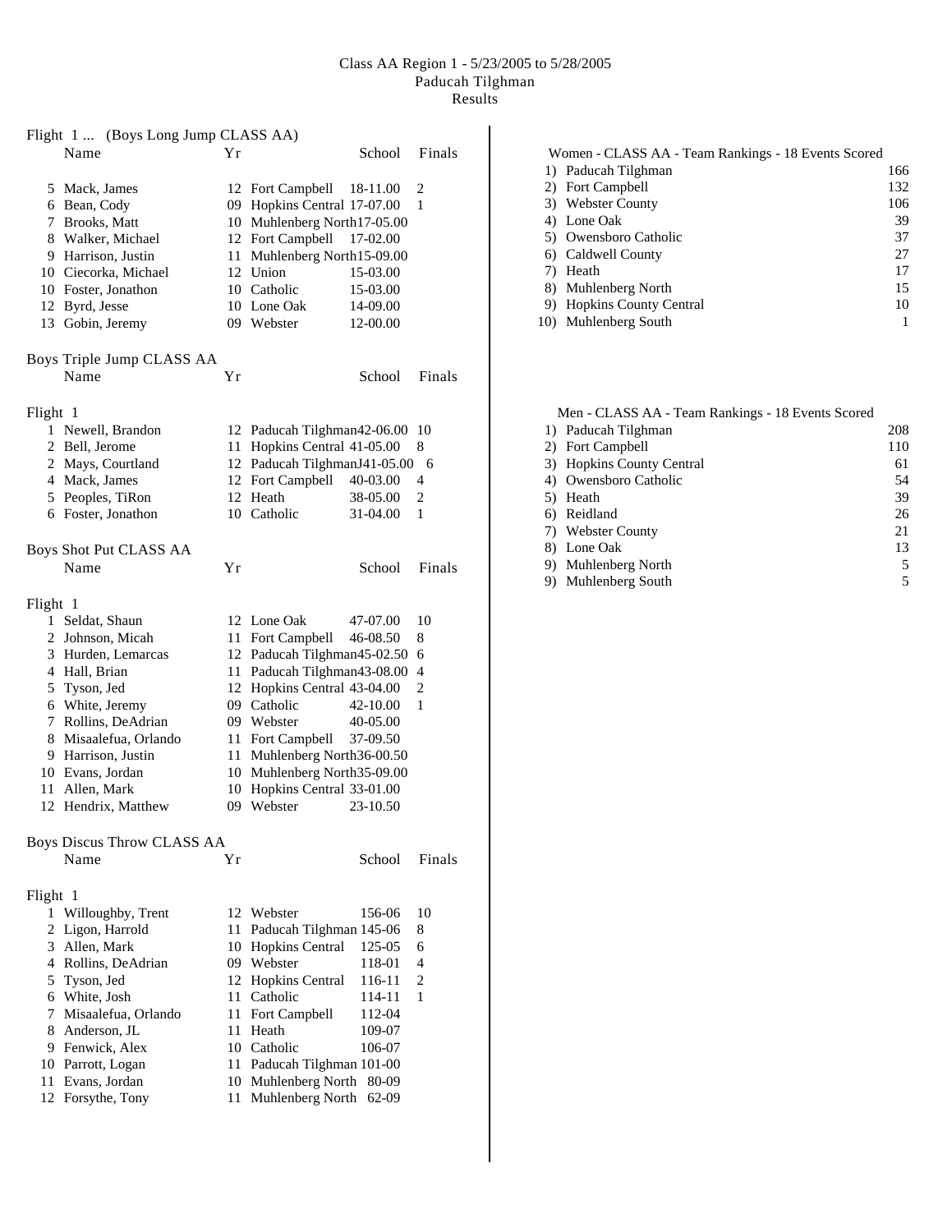Class AA Region 1 - 5/23/2005 to 5/28/2005
Paducah Tilghman
Results

Flight 1 ... (Boys Long Jump CLASS AA)

| | Name | Yr | School | Finals | |
|---|---|---|---|---|---|
| 5 | Mack, James | 12 | Fort Campbell | 18-11.00 | 2 |
| 6 | Bean, Cody | 09 | Hopkins Central | 17-07.00 | 1 |
| 7 | Brooks, Matt | 10 | Muhlenberg North | 17-05.00 | |
| 8 | Walker, Michael | 12 | Fort Campbell | 17-02.00 | |
| 9 | Harrison, Justin | 11 | Muhlenberg North | 15-09.00 | |
| 10 | Ciecorka, Michael | 12 | Union | 15-03.00 | |
| 10 | Foster, Jonathon | 10 | Catholic | 15-03.00 | |
| 12 | Byrd, Jesse | 10 | Lone Oak | 14-09.00 | |
| 13 | Gobin, Jeremy | 09 | Webster | 12-00.00 | |

## Boys Triple Jump CLASS AA

Flight 1

| | Name | Yr | School | Finals | |
|---|---|---|---|---|---|
| 1 | Newell, Brandon | 12 | Paducah Tilghman | 42-06.00 | 10 |
| 2 | Bell, Jerome | 11 | Hopkins Central | 41-05.00 | 8 |
| 2 | Mays, Courtland | 12 | Paducah Tilghman | J41-05.00 | 6 |
| 4 | Mack, James | 12 | Fort Campbell | 40-03.00 | 4 |
| 5 | Peoples, TiRon | 12 | Heath | 38-05.00 | 2 |
| 6 | Foster, Jonathon | 10 | Catholic | 31-04.00 | 1 |

## Boys Shot Put CLASS AA

Flight 1

| | Name | Yr | School | Finals | |
|---|---|---|---|---|---|
| 1 | Seldat, Shaun | 12 | Lone Oak | 47-07.00 | 10 |
| 2 | Johnson, Micah | 11 | Fort Campbell | 46-08.50 | 8 |
| 3 | Hurden, Lemarcas | 12 | Paducah Tilghman | 45-02.50 | 6 |
| 4 | Hall, Brian | 11 | Paducah Tilghman | 43-08.00 | 4 |
| 5 | Tyson, Jed | 12 | Hopkins Central | 43-04.00 | 2 |
| 6 | White, Jeremy | 09 | Catholic | 42-10.00 | 1 |
| 7 | Rollins, DeAdrian | 09 | Webster | 40-05.00 | |
| 8 | Misaalefua, Orlando | 11 | Fort Campbell | 37-09.50 | |
| 9 | Harrison, Justin | 11 | Muhlenberg North | 36-00.50 | |
| 10 | Evans, Jordan | 10 | Muhlenberg North | 35-09.00 | |
| 11 | Allen, Mark | 10 | Hopkins Central | 33-01.00 | |
| 12 | Hendrix, Matthew | 09 | Webster | 23-10.50 | |

## Boys Discus Throw CLASS AA

Flight 1

| | Name | Yr | School | Finals | |
|---|---|---|---|---|---|
| 1 | Willoughby, Trent | 12 | Webster | 156-06 | 10 |
| 2 | Ligon, Harrold | 11 | Paducah Tilghman | 145-06 | 8 |
| 3 | Allen, Mark | 10 | Hopkins Central | 125-05 | 6 |
| 4 | Rollins, DeAdrian | 09 | Webster | 118-01 | 4 |
| 5 | Tyson, Jed | 12 | Hopkins Central | 116-11 | 2 |
| 6 | White, Josh | 11 | Catholic | 114-11 | 1 |
| 7 | Misaalefua, Orlando | 11 | Fort Campbell | 112-04 | |
| 8 | Anderson, JL | 11 | Heath | 109-07 | |
| 9 | Fenwick, Alex | 10 | Catholic | 106-07 | |
| 10 | Parrott, Logan | 11 | Paducah Tilghman | 101-00 | |
| 11 | Evans, Jordan | 10 | Muhlenberg North | 80-09 | |
| 12 | Forsythe, Tony | 11 | Muhlenberg North | 62-09 | |

## Women - CLASS AA - Team Rankings - 18 Events Scored

| | | |
|---|---|---|
| 1) | Paducah Tilghman | 166 |
| 2) | Fort Campbell | 132 |
| 3) | Webster County | 106 |
| 4) | Lone Oak | 39 |
| 5) | Owensboro Catholic | 37 |
| 6) | Caldwell County | 27 |
| 7) | Heath | 17 |
| 8) | Muhlenberg North | 15 |
| 9) | Hopkins County Central | 10 |
| 10) | Muhlenberg South | 1 |

## Men - CLASS AA - Team Rankings - 18 Events Scored

| | | |
|---|---|---|
| 1) | Paducah Tilghman | 208 |
| 2) | Fort Campbell | 110 |
| 3) | Hopkins County Central | 61 |
| 4) | Owensboro Catholic | 54 |
| 5) | Heath | 39 |
| 6) | Reidland | 26 |
| 7) | Webster County | 21 |
| 8) | Lone Oak | 13 |
| 9) | Muhlenberg North | 5 |
| 9) | Muhlenberg South | 5 |